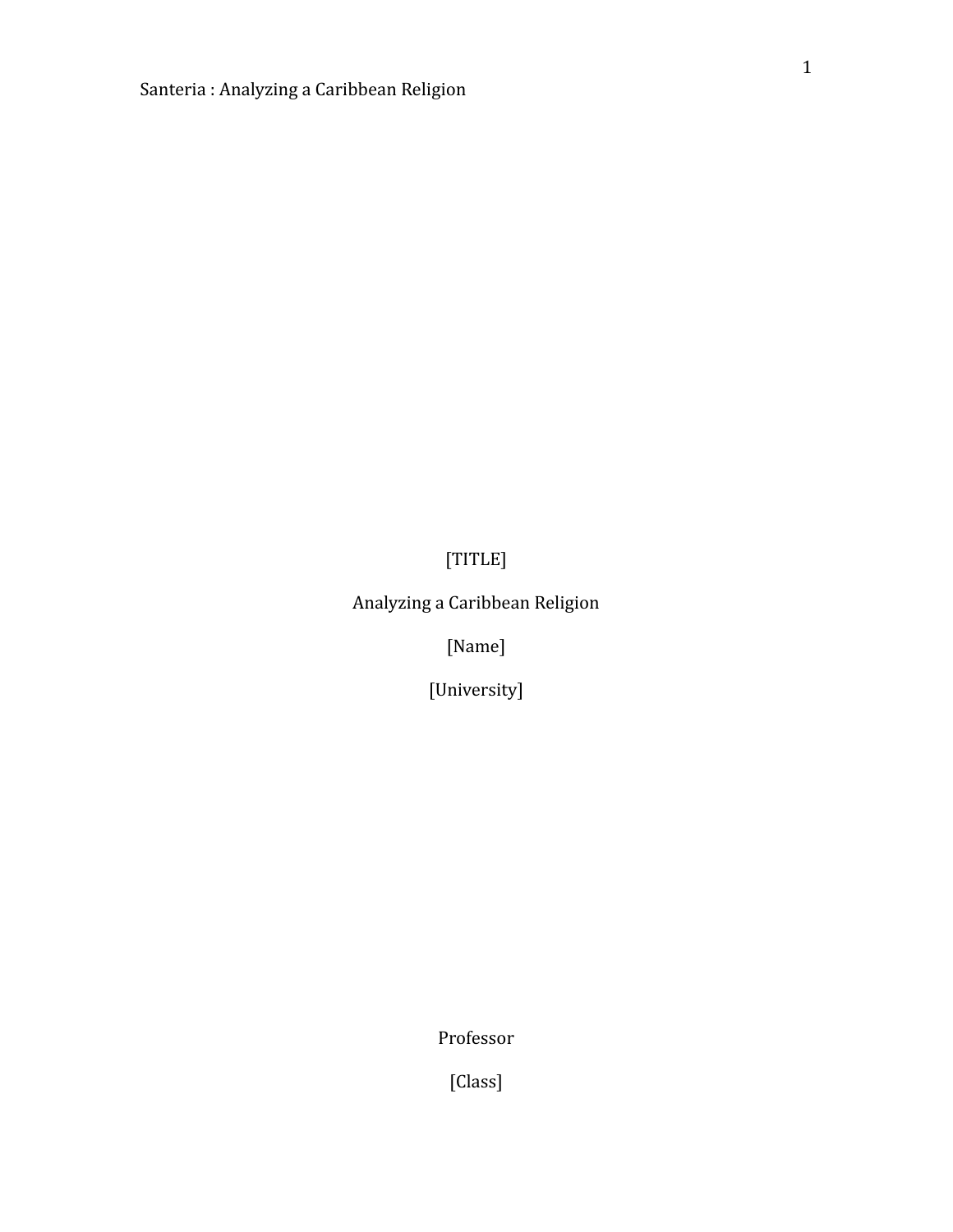[TITLE]

Analyzing a Caribbean Religion

[Name]

[University]

Professor

[Class]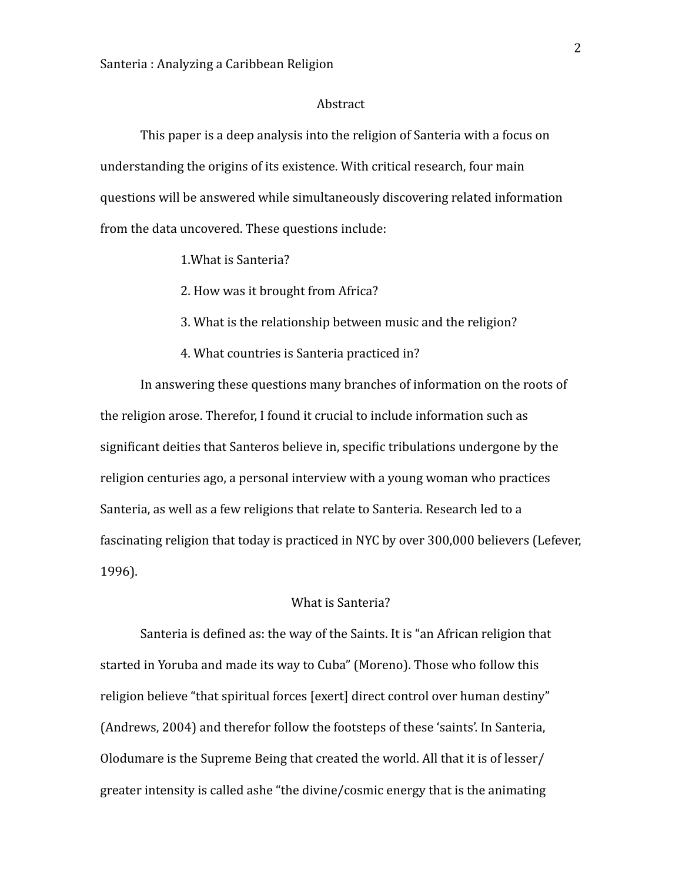## Abstract

This paper is a deep analysis into the religion of Santeria with a focus on understanding the origins of its existence. With critical research, four main questions will be answered while simultaneously discovering related information from the data uncovered. These questions include:

1.What is Santeria?

2. How was it brought from Africa?

3. What is the relationship between music and the religion?

4. What countries is Santeria practiced in?

In answering these questions many branches of information on the roots of the religion arose. Therefor, I found it crucial to include information such as significant deities that Santeros believe in, specific tribulations undergone by the religion centuries ago, a personal interview with a young woman who practices Santeria, as well as a few religions that relate to Santeria. Research led to a fascinating religion that today is practiced in NYC by over 300,000 believers (Lefever, 1996).

## What is Santeria?

Santeria is defined as: the way of the Saints. It is "an African religion that started in Yoruba and made its way to Cuba" (Moreno). Those who follow this religion believe "that spiritual forces [exert] direct control over human destiny" (Andrews, 2004) and therefor follow the footsteps of these 'saints'. In Santeria, Olodumare is the Supreme Being that created the world. All that it is of lesser/ greater intensity is called ashe "the divine/cosmic energy that is the animating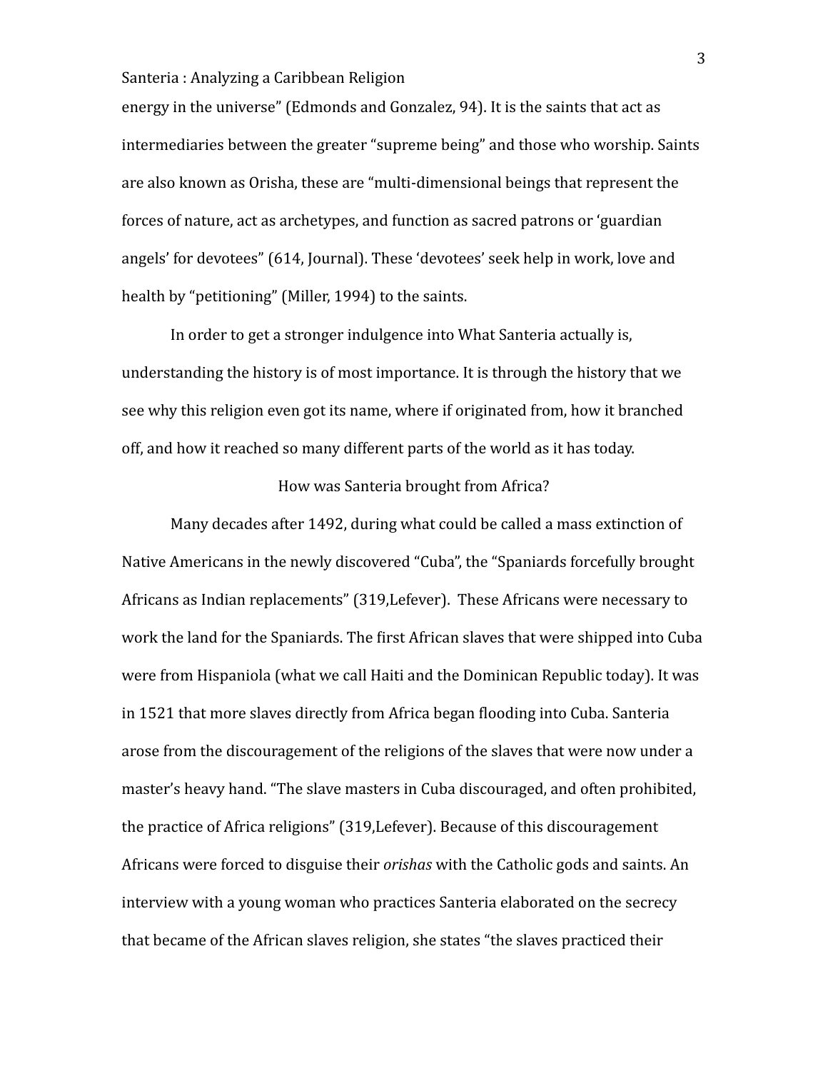energy in the universe" (Edmonds and Gonzalez, 94). It is the saints that act as intermediaries between the greater "supreme being" and those who worship. Saints are also known as Orisha, these are "multi-dimensional beings that represent the forces of nature, act as archetypes, and function as sacred patrons or 'guardian angels' for devotees" (614, Journal). These 'devotees' seek help in work, love and health by "petitioning" (Miller, 1994) to the saints.

In order to get a stronger indulgence into What Santeria actually is, understanding the history is of most importance. It is through the history that we see why this religion even got its name, where if originated from, how it branched off, and how it reached so many different parts of the world as it has today.

## How was Santeria brought from Africa?

Many decades after 1492, during what could be called a mass extinction of Native Americans in the newly discovered "Cuba", the "Spaniards forcefully brought Africans as Indian replacements" (319,Lefever). These Africans were necessary to work the land for the Spaniards. The first African slaves that were shipped into Cuba were from Hispaniola (what we call Haiti and the Dominican Republic today). It was in 1521 that more slaves directly from Africa began flooding into Cuba. Santeria arose from the discouragement of the religions of the slaves that were now under a master's heavy hand. "The slave masters in Cuba discouraged, and often prohibited, the practice of Africa religions" (319,Lefever). Because of this discouragement Africans were forced to disguise their *orishas* with the Catholic gods and saints. An interview with a young woman who practices Santeria elaborated on the secrecy that became of the African slaves religion, she states "the slaves practiced their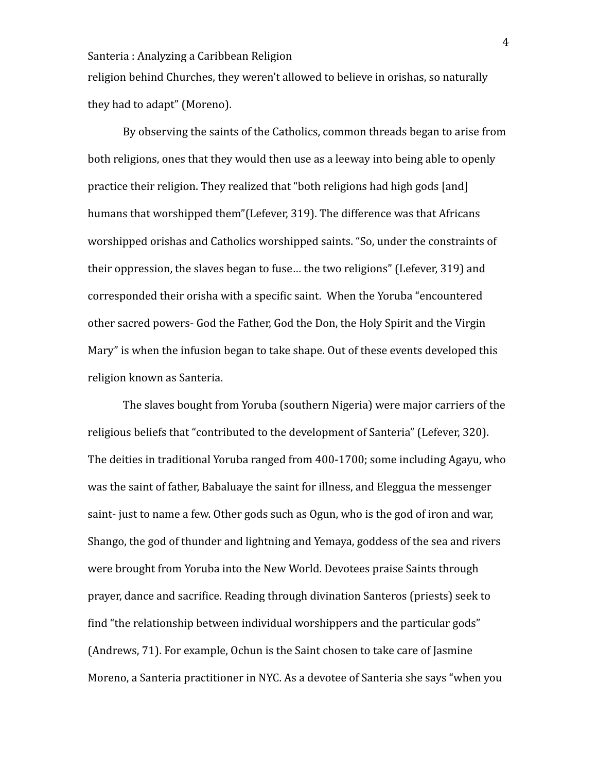religion behind Churches, they weren't allowed to believe in orishas, so naturally they had to adapt" (Moreno).

By observing the saints of the Catholics, common threads began to arise from both religions, ones that they would then use as a leeway into being able to openly practice their religion. They realized that "both religions had high gods [and] humans that worshipped them"(Lefever, 319). The difference was that Africans worshipped orishas and Catholics worshipped saints. "So, under the constraints of their oppression, the slaves began to fuse… the two religions" (Lefever, 319) and corresponded their orisha with a specific saint. When the Yoruba "encountered other sacred powers- God the Father, God the Don, the Holy Spirit and the Virgin Mary" is when the infusion began to take shape. Out of these events developed this religion known as Santeria.

The slaves bought from Yoruba (southern Nigeria) were major carriers of the religious beliefs that "contributed to the development of Santeria" (Lefever, 320). The deities in traditional Yoruba ranged from 400-1700; some including Agayu, who was the saint of father, Babaluaye the saint for illness, and Eleggua the messenger saint- just to name a few. Other gods such as Ogun, who is the god of iron and war, Shango, the god of thunder and lightning and Yemaya, goddess of the sea and rivers were brought from Yoruba into the New World. Devotees praise Saints through prayer, dance and sacrifice. Reading through divination Santeros (priests) seek to find "the relationship between individual worshippers and the particular gods" (Andrews, 71). For example, Ochun is the Saint chosen to take care of Jasmine Moreno, a Santeria practitioner in NYC. As a devotee of Santeria she says "when you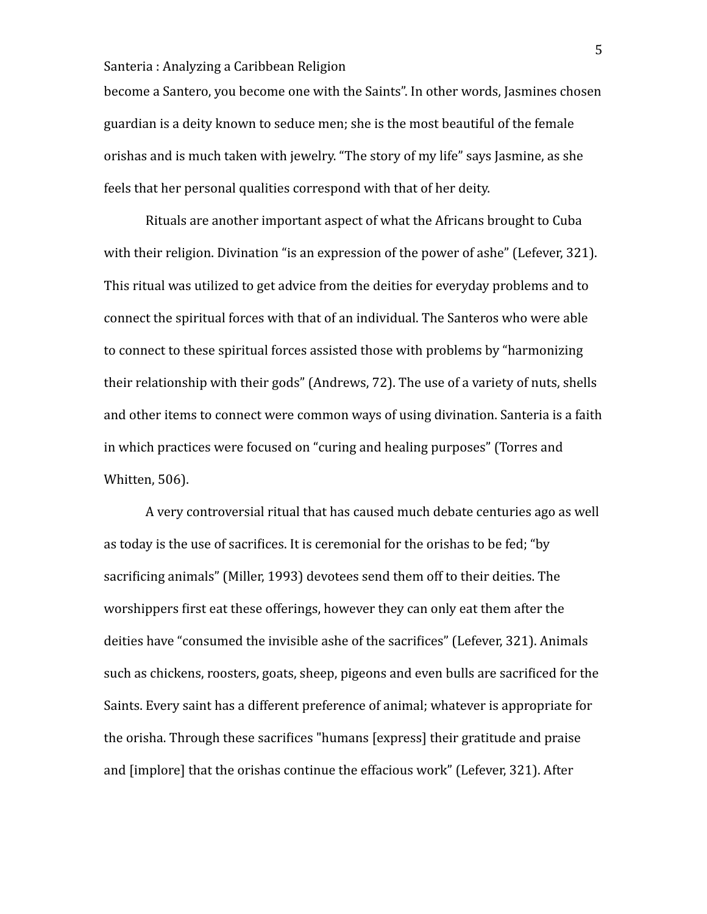become a Santero, you become one with the Saints". In other words, Jasmines chosen guardian is a deity known to seduce men; she is the most beautiful of the female orishas and is much taken with jewelry. "The story of my life" says Jasmine, as she feels that her personal qualities correspond with that of her deity.

Rituals are another important aspect of what the Africans brought to Cuba with their religion. Divination "is an expression of the power of ashe" (Lefever, 321). This ritual was utilized to get advice from the deities for everyday problems and to connect the spiritual forces with that of an individual. The Santeros who were able to connect to these spiritual forces assisted those with problems by "harmonizing their relationship with their gods" (Andrews, 72). The use of a variety of nuts, shells and other items to connect were common ways of using divination. Santeria is a faith in which practices were focused on "curing and healing purposes" (Torres and Whitten, 506).

A very controversial ritual that has caused much debate centuries ago as well as today is the use of sacrifices. It is ceremonial for the orishas to be fed; "by sacrificing animals" (Miller, 1993) devotees send them off to their deities. The worshippers first eat these offerings, however they can only eat them after the deities have "consumed the invisible ashe of the sacrifices" (Lefever, 321). Animals such as chickens, roosters, goats, sheep, pigeons and even bulls are sacrificed for the Saints. Every saint has a different preference of animal; whatever is appropriate for the orisha. Through these sacrifices "humans [express] their gratitude and praise and [implore] that the orishas continue the effacious work" (Lefever, 321). After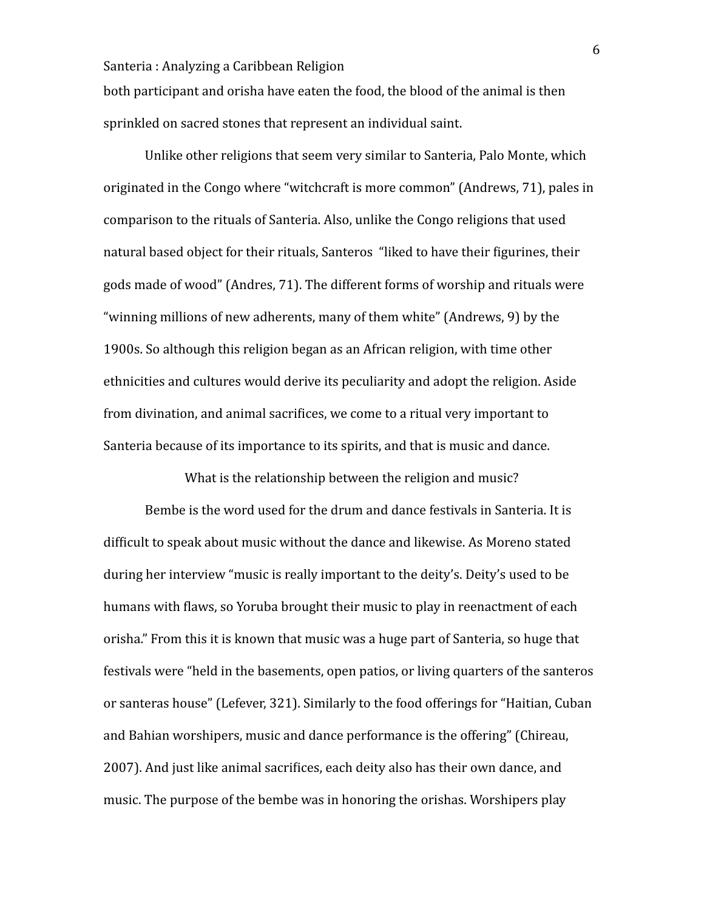both participant and orisha have eaten the food, the blood of the animal is then sprinkled on sacred stones that represent an individual saint.

Unlike other religions that seem very similar to Santeria, Palo Monte, which originated in the Congo where "witchcraft is more common" (Andrews, 71), pales in comparison to the rituals of Santeria. Also, unlike the Congo religions that used natural based object for their rituals, Santeros "liked to have their figurines, their gods made of wood" (Andres, 71). The different forms of worship and rituals were "winning millions of new adherents, many of them white" (Andrews, 9) by the 1900s. So although this religion began as an African religion, with time other ethnicities and cultures would derive its peculiarity and adopt the religion. Aside from divination, and animal sacrifices, we come to a ritual very important to Santeria because of its importance to its spirits, and that is music and dance.

## What is the relationship between the religion and music?

Bembe is the word used for the drum and dance festivals in Santeria. It is difficult to speak about music without the dance and likewise. As Moreno stated during her interview "music is really important to the deity's. Deity's used to be humans with flaws, so Yoruba brought their music to play in reenactment of each orisha." From this it is known that music was a huge part of Santeria, so huge that festivals were "held in the basements, open patios, or living quarters of the santeros or santeras house" (Lefever, 321). Similarly to the food offerings for "Haitian, Cuban and Bahian worshipers, music and dance performance is the offering" (Chireau, 2007). And just like animal sacrifices, each deity also has their own dance, and music. The purpose of the bembe was in honoring the orishas. Worshipers play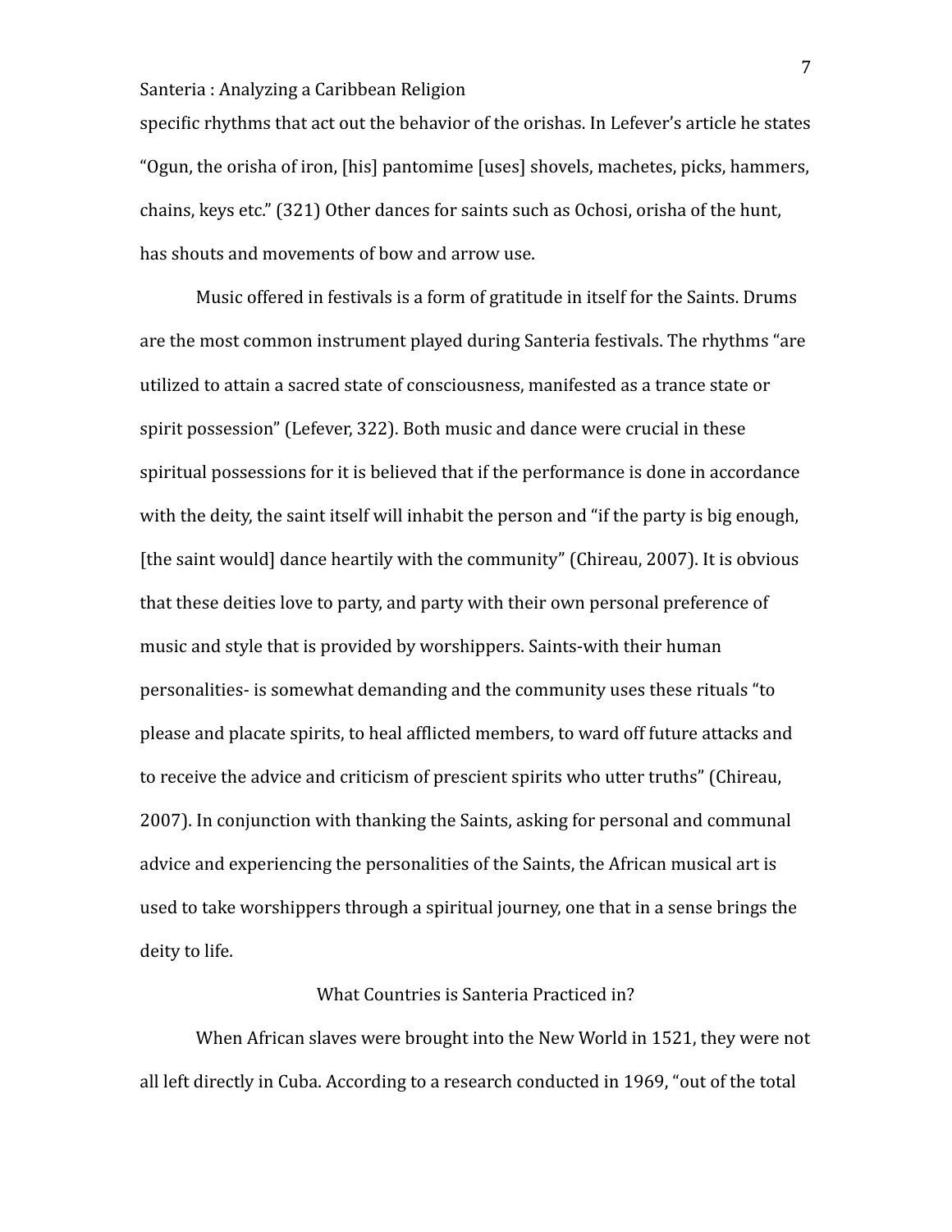specific rhythms that act out the behavior of the orishas. In Lefever's article he states "Ogun, the orisha of iron, [his] pantomime [uses] shovels, machetes, picks, hammers, chains, keys etc." (321) Other dances for saints such as Ochosi, orisha of the hunt, has shouts and movements of bow and arrow use.

Music offered in festivals is a form of gratitude in itself for the Saints. Drums are the most common instrument played during Santeria festivals. The rhythms "are utilized to attain a sacred state of consciousness, manifested as a trance state or spirit possession" (Lefever, 322). Both music and dance were crucial in these spiritual possessions for it is believed that if the performance is done in accordance with the deity, the saint itself will inhabit the person and "if the party is big enough, [the saint would] dance heartily with the community" (Chireau, 2007). It is obvious that these deities love to party, and party with their own personal preference of music and style that is provided by worshippers. Saints-with their human personalities- is somewhat demanding and the community uses these rituals "to please and placate spirits, to heal afflicted members, to ward off future attacks and to receive the advice and criticism of prescient spirits who utter truths" (Chireau, 2007). In conjunction with thanking the Saints, asking for personal and communal advice and experiencing the personalities of the Saints, the African musical art is used to take worshippers through a spiritual journey, one that in a sense brings the deity to life.

## What Countries is Santeria Practiced in?

When African slaves were brought into the New World in 1521, they were not all left directly in Cuba. According to a research conducted in 1969, "out of the total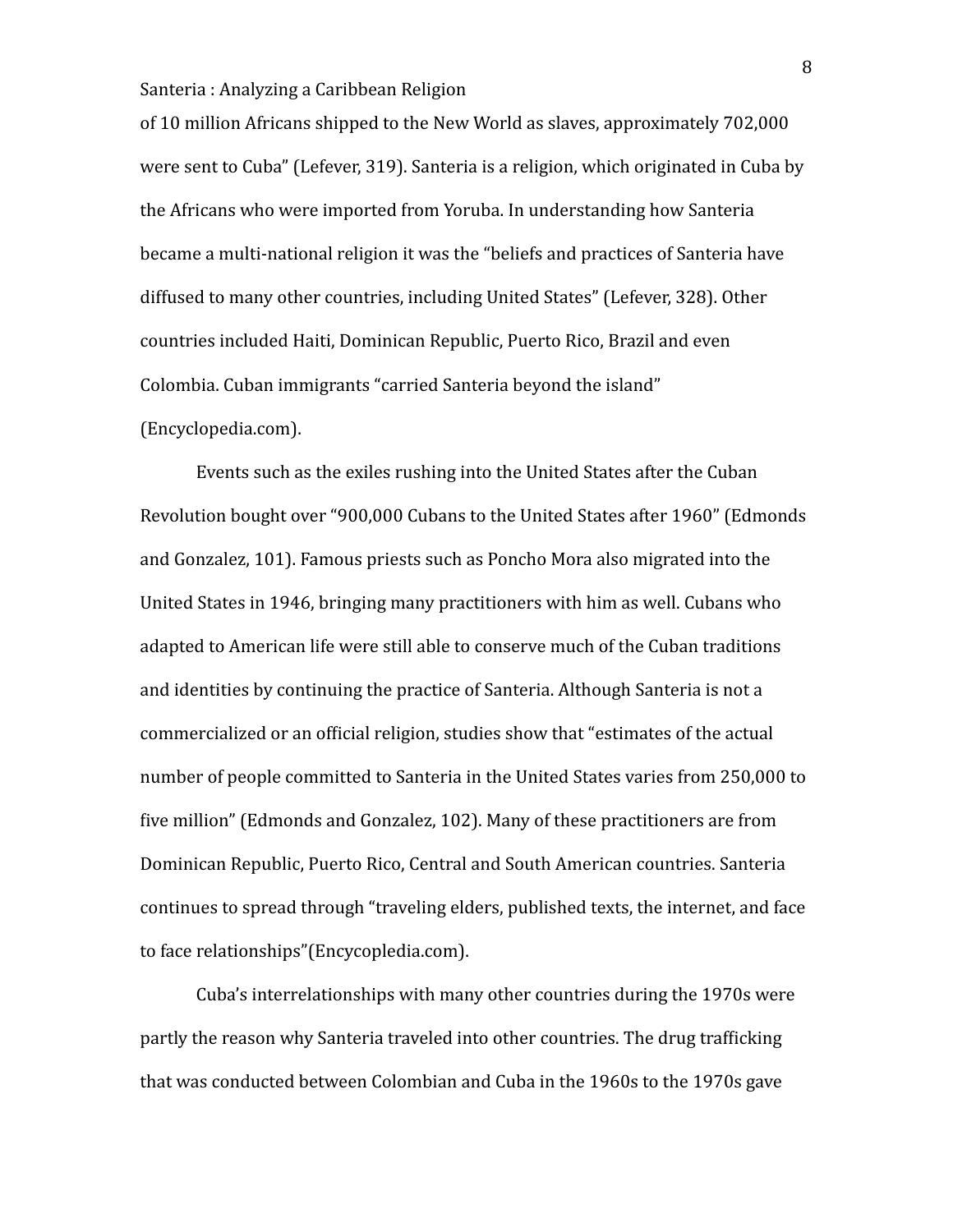of 10 million Africans shipped to the New World as slaves, approximately 702,000 were sent to Cuba" (Lefever, 319). Santeria is a religion, which originated in Cuba by the Africans who were imported from Yoruba. In understanding how Santeria became a multi-national religion it was the "beliefs and practices of Santeria have diffused to many other countries, including United States" (Lefever, 328). Other countries included Haiti, Dominican Republic, Puerto Rico, Brazil and even Colombia. Cuban immigrants "carried Santeria beyond the island" (Encyclopedia.com).

Events such as the exiles rushing into the United States after the Cuban Revolution bought over "900,000 Cubans to the United States after 1960" (Edmonds and Gonzalez, 101). Famous priests such as Poncho Mora also migrated into the United States in 1946, bringing many practitioners with him as well. Cubans who adapted to American life were still able to conserve much of the Cuban traditions and identities by continuing the practice of Santeria. Although Santeria is not a commercialized or an official religion, studies show that "estimates of the actual number of people committed to Santeria in the United States varies from 250,000 to five million" (Edmonds and Gonzalez, 102). Many of these practitioners are from Dominican Republic, Puerto Rico, Central and South American countries. Santeria continues to spread through "traveling elders, published texts, the internet, and face to face relationships"(Encycopledia.com).

Cuba's interrelationships with many other countries during the 1970s were partly the reason why Santeria traveled into other countries. The drug trafficking that was conducted between Colombian and Cuba in the 1960s to the 1970s gave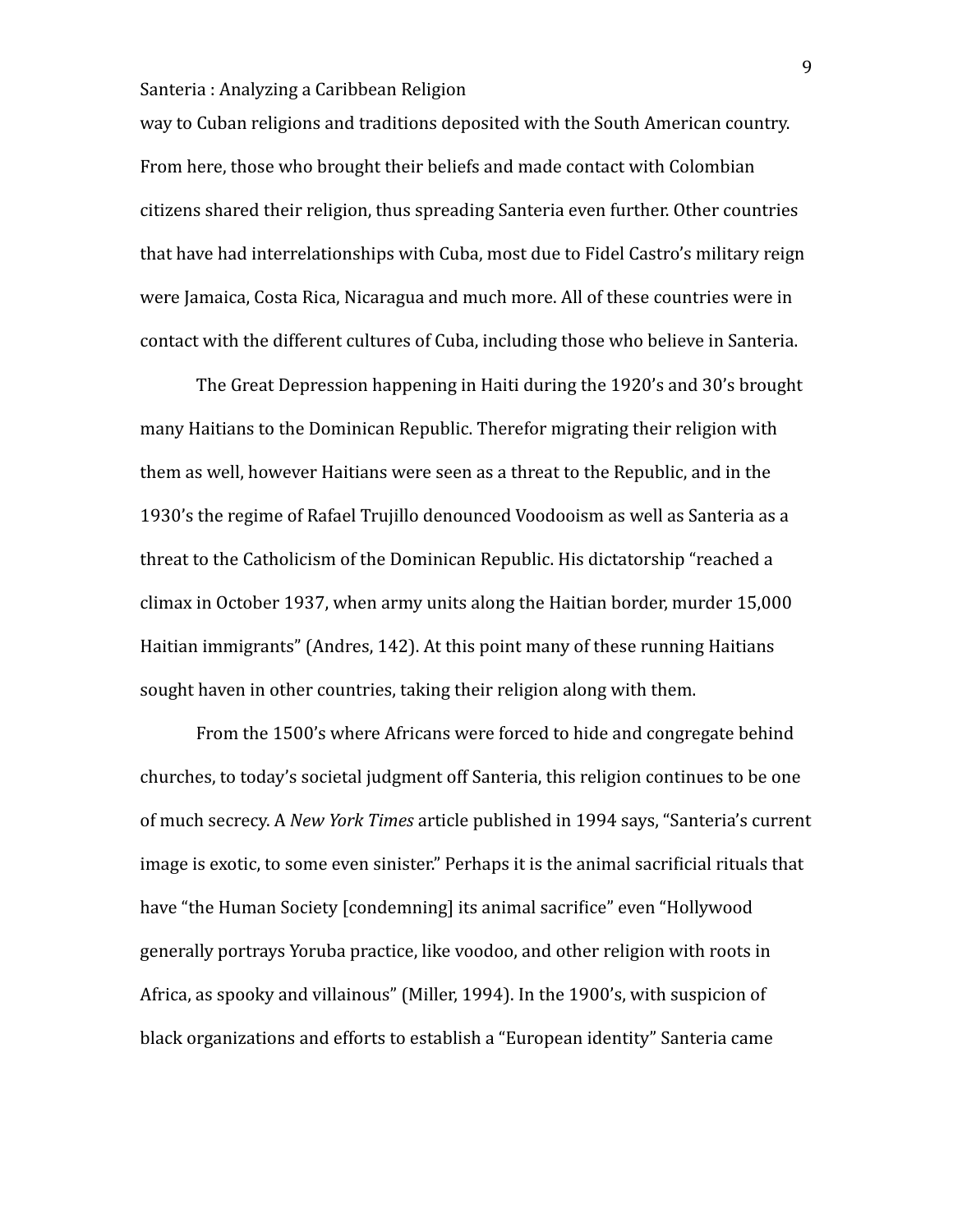way to Cuban religions and traditions deposited with the South American country. From here, those who brought their beliefs and made contact with Colombian citizens shared their religion, thus spreading Santeria even further. Other countries that have had interrelationships with Cuba, most due to Fidel Castro's military reign were Jamaica, Costa Rica, Nicaragua and much more. All of these countries were in contact with the different cultures of Cuba, including those who believe in Santeria.

The Great Depression happening in Haiti during the 1920's and 30's brought many Haitians to the Dominican Republic. Therefor migrating their religion with them as well, however Haitians were seen as a threat to the Republic, and in the 1930's the regime of Rafael Trujillo denounced Voodooism as well as Santeria as a threat to the Catholicism of the Dominican Republic. His dictatorship "reached a climax in October 1937, when army units along the Haitian border, murder 15,000 Haitian immigrants" (Andres, 142). At this point many of these running Haitians sought haven in other countries, taking their religion along with them.

From the 1500's where Africans were forced to hide and congregate behind churches, to today's societal judgment off Santeria, this religion continues to be one of much secrecy. A *New York Times* article published in 1994 says, "Santeria's current image is exotic, to some even sinister." Perhaps it is the animal sacrificial rituals that have "the Human Society [condemning] its animal sacrifice" even "Hollywood generally portrays Yoruba practice, like voodoo, and other religion with roots in Africa, as spooky and villainous" (Miller, 1994). In the 1900's, with suspicion of black organizations and efforts to establish a "European identity" Santeria came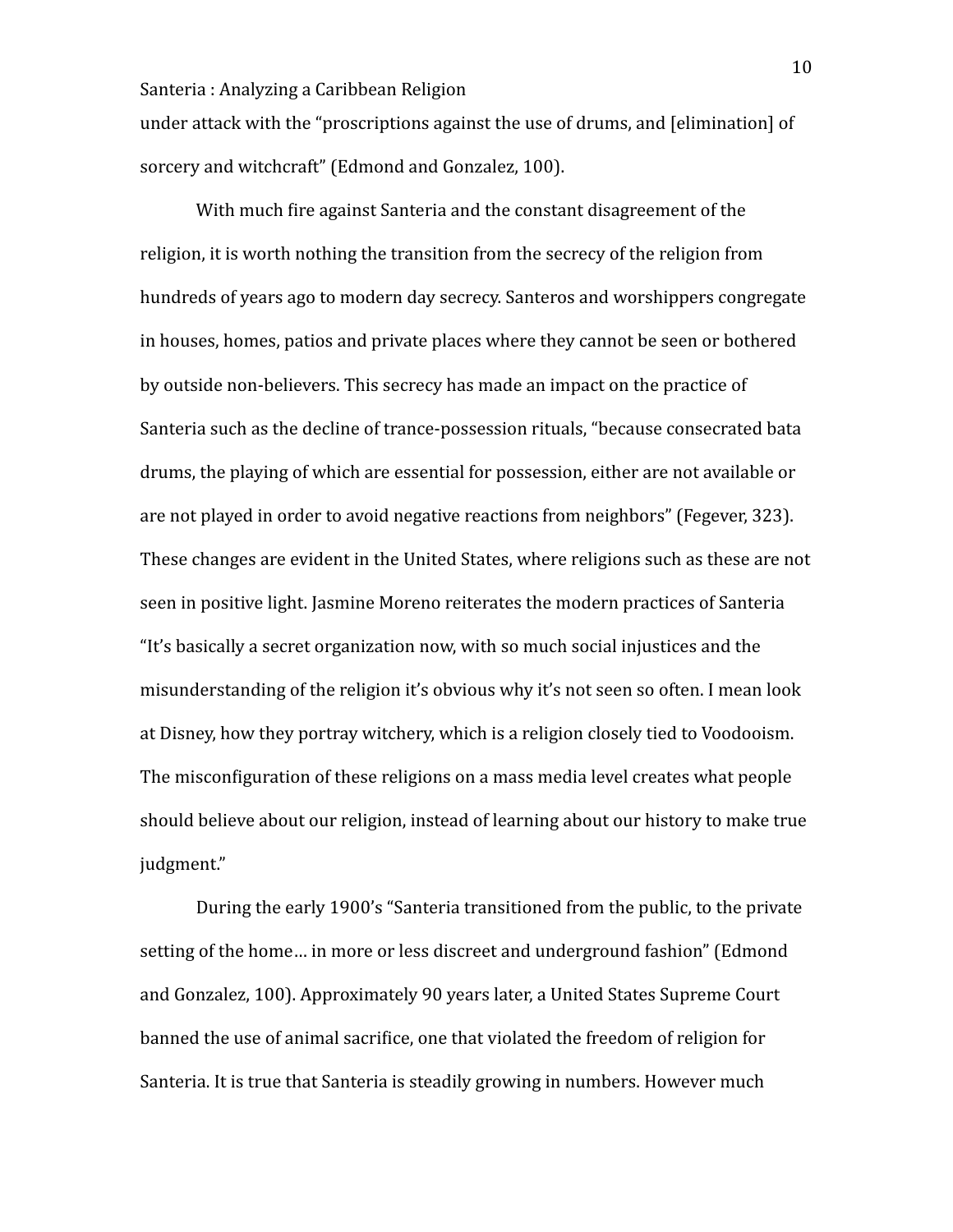under attack with the "proscriptions against the use of drums, and [elimination] of sorcery and witchcraft" (Edmond and Gonzalez, 100).

With much fire against Santeria and the constant disagreement of the religion, it is worth nothing the transition from the secrecy of the religion from hundreds of years ago to modern day secrecy. Santeros and worshippers congregate in houses, homes, patios and private places where they cannot be seen or bothered by outside non-believers. This secrecy has made an impact on the practice of Santeria such as the decline of trance-possession rituals, "because consecrated bata drums, the playing of which are essential for possession, either are not available or are not played in order to avoid negative reactions from neighbors" (Fegever, 323). These changes are evident in the United States, where religions such as these are not seen in positive light. Jasmine Moreno reiterates the modern practices of Santeria "It's basically a secret organization now, with so much social injustices and the misunderstanding of the religion it's obvious why it's not seen so often. I mean look at Disney, how they portray witchery, which is a religion closely tied to Voodooism. The misconfiguration of these religions on a mass media level creates what people should believe about our religion, instead of learning about our history to make true judgment."

During the early 1900's "Santeria transitioned from the public, to the private setting of the home… in more or less discreet and underground fashion" (Edmond and Gonzalez, 100). Approximately 90 years later, a United States Supreme Court banned the use of animal sacrifice, one that violated the freedom of religion for Santeria. It is true that Santeria is steadily growing in numbers. However much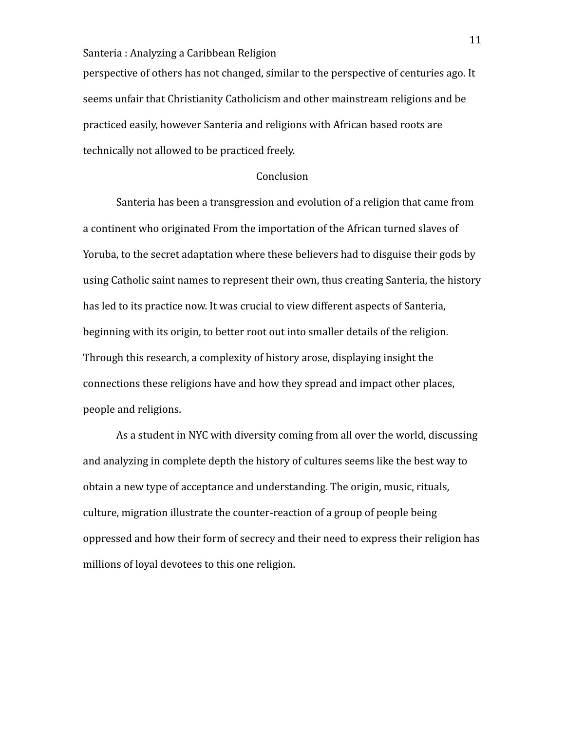perspective of others has not changed, similar to the perspective of centuries ago. It seems unfair that Christianity Catholicism and other mainstream religions and be practiced easily, however Santeria and religions with African based roots are technically not allowed to be practiced freely.

## Conclusion

Santeria has been a transgression and evolution of a religion that came from a continent who originated From the importation of the African turned slaves of Yoruba, to the secret adaptation where these believers had to disguise their gods by using Catholic saint names to represent their own, thus creating Santeria, the history has led to its practice now. It was crucial to view different aspects of Santeria, beginning with its origin, to better root out into smaller details of the religion. Through this research, a complexity of history arose, displaying insight the connections these religions have and how they spread and impact other places, people and religions.

As a student in NYC with diversity coming from all over the world, discussing and analyzing in complete depth the history of cultures seems like the best way to obtain a new type of acceptance and understanding. The origin, music, rituals, culture, migration illustrate the counter-reaction of a group of people being oppressed and how their form of secrecy and their need to express their religion has millions of loyal devotees to this one religion.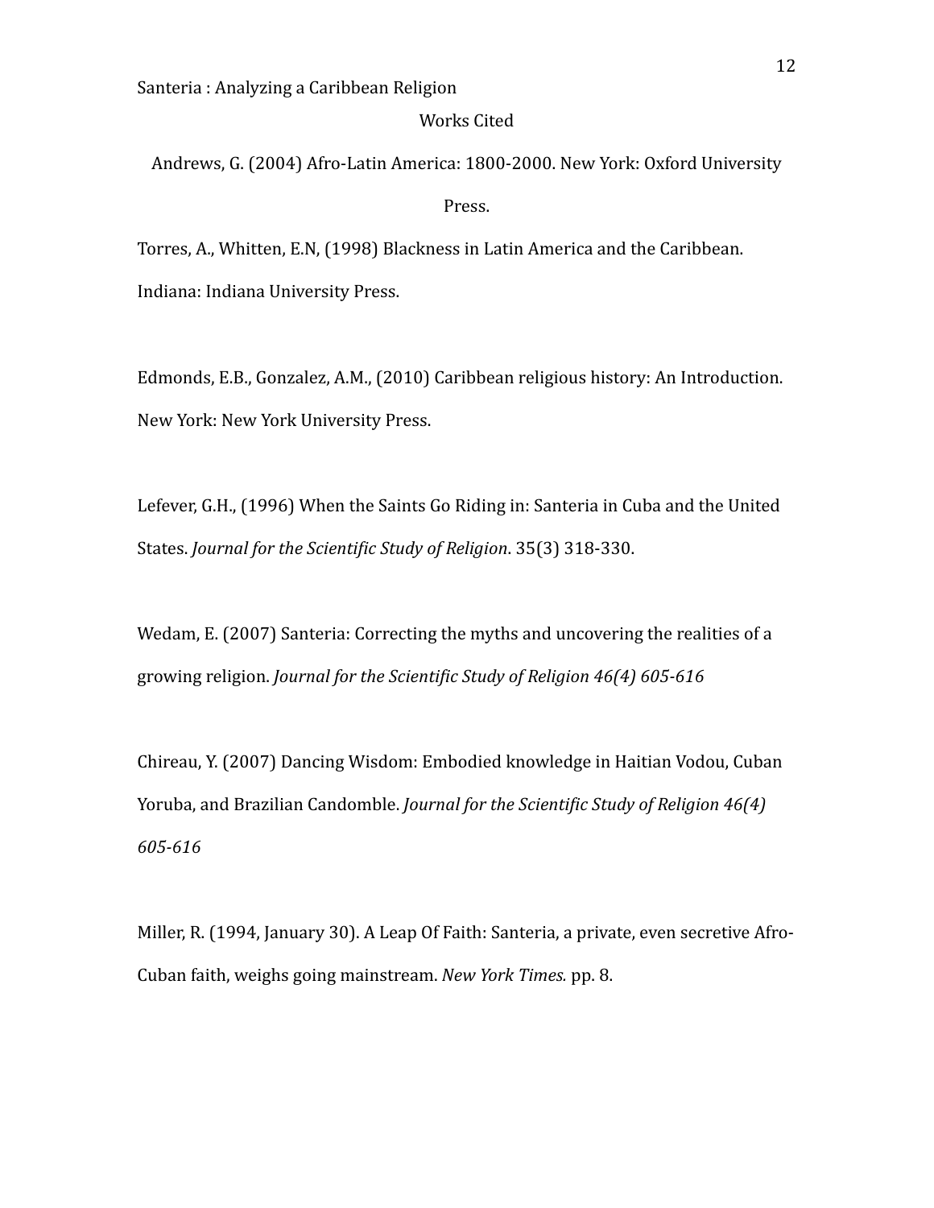## Works Cited

Andrews, G. (2004) Afro-Latin America: 1800-2000. New York: Oxford University Press.

Torres, A., Whitten, E.N, (1998) Blackness in Latin America and the Caribbean. Indiana: Indiana University Press.

Edmonds, E.B., Gonzalez, A.M., (2010) Caribbean religious history: An Introduction. New York: New York University Press.

Lefever, G.H., (1996) When the Saints Go Riding in: Santeria in Cuba and the United States. *Journal for the Scientific Study of Religion*. 35(3) 318-330.

Wedam, E. (2007) Santeria: Correcting the myths and uncovering the realities of a growing religion. *Journal for the Scientific Study of Religion 46(4) 605-616*

Chireau, Y. (2007) Dancing Wisdom: Embodied knowledge in Haitian Vodou, Cuban Yoruba, and Brazilian Candomble. *Journal for the Scientific Study of Religion 46(4) 605-616*

Miller, R. (1994, January 30). A Leap Of Faith: Santeria, a private, even secretive Afro-Cuban faith, weighs going mainstream. *New York Times.* pp. 8.